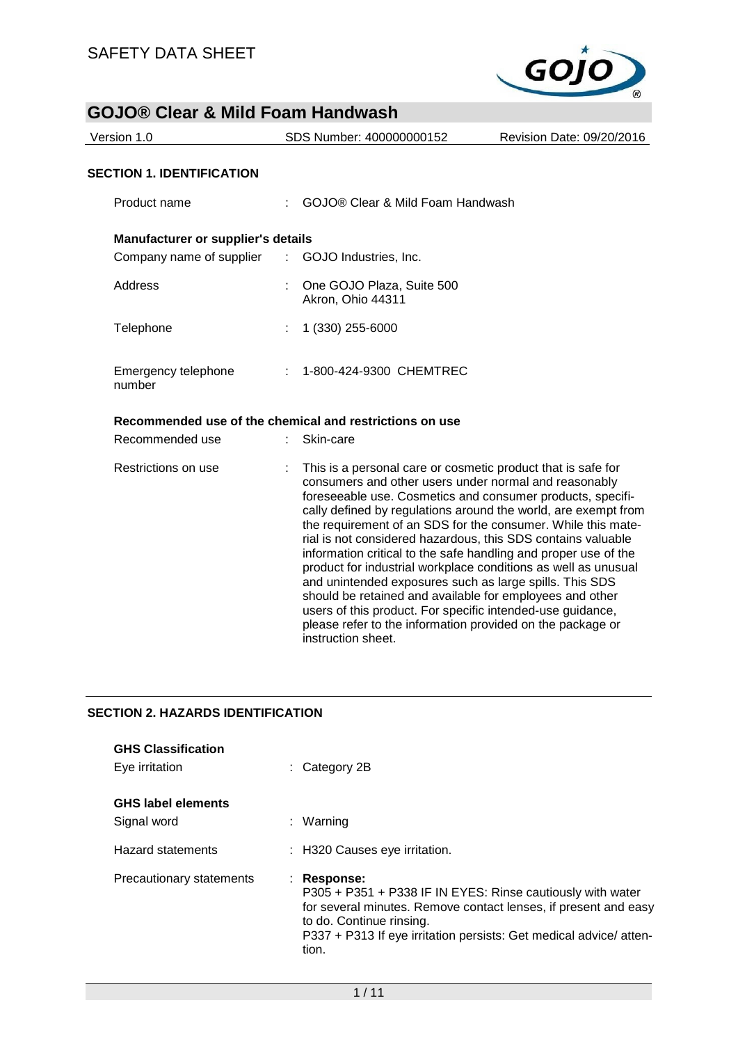# SAFETY DATA SHEET

## GOJO® Clear & Mild Foam Handwash

Version 1.0 | SDS Number: 400000000152 | Revision Date: 09/20/2016

## SECTION 1. IDENTIFICATION

Product name : GOJO® Clear & Mild Foam Handwash

**Manufacturer or supplier's details**

Company name of supplier : GOJO Industries, Inc.

Address : One GOJO Plaza, Suite 500
Akron, Ohio 44311

Telephone : 1 (330) 255-6000

Emergency telephone number : 1-800-424-9300 CHEMTREC

**Recommended use of the chemical and restrictions on use**

Recommended use : Skin-care

Restrictions on use : This is a personal care or cosmetic product that is safe for consumers and other users under normal and reasonably foreseeable use. Cosmetics and consumer products, specifically defined by regulations around the world, are exempt from the requirement of an SDS for the consumer. While this material is not considered hazardous, this SDS contains valuable information critical to the safe handling and proper use of the product for industrial workplace conditions as well as unusual and unintended exposures such as large spills. This SDS should be retained and available for employees and other users of this product. For specific intended-use guidance, please refer to the information provided on the package or instruction sheet.

## SECTION 2. HAZARDS IDENTIFICATION

**GHS Classification**

Eye irritation : Category 2B

**GHS label elements**

Signal word : Warning

Hazard statements : H320 Causes eye irritation.

Precautionary statements : **Response:**
P305 + P351 + P338 IF IN EYES: Rinse cautiously with water for several minutes. Remove contact lenses, if present and easy to do. Continue rinsing.
P337 + P313 If eye irritation persists: Get medical advice/ attention.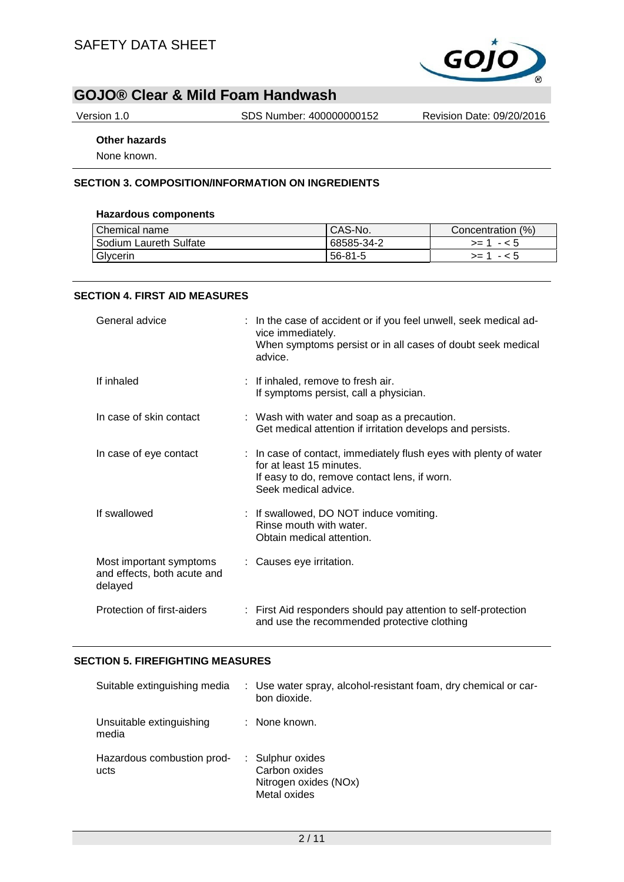**Other hazards**

None known.

## SECTION 3. COMPOSITION/INFORMATION ON INGREDIENTS

### Hazardous components

| Chemical name | CAS-No. | Concentration (%) |
|---|---|---|
| Sodium Laureth Sulfate | 68585-34-2 | >= 1 - < 5 |
| Glycerin | 56-81-5 | >= 1 - < 5 |

## SECTION 4. FIRST AID MEASURES

General advice : In the case of accident or if you feel unwell, seek medical advice immediately.
When symptoms persist or in all cases of doubt seek medical advice.

If inhaled : If inhaled, remove to fresh air.
If symptoms persist, call a physician.

In case of skin contact : Wash with water and soap as a precaution.
Get medical attention if irritation develops and persists.

In case of eye contact : In case of contact, immediately flush eyes with plenty of water for at least 15 minutes.
If easy to do, remove contact lens, if worn.
Seek medical advice.

If swallowed : If swallowed, DO NOT induce vomiting.
Rinse mouth with water.
Obtain medical attention.

Most important symptoms and effects, both acute and delayed : Causes eye irritation.

Protection of first-aiders : First Aid responders should pay attention to self-protection and use the recommended protective clothing

## SECTION 5. FIREFIGHTING MEASURES

Suitable extinguishing media : Use water spray, alcohol-resistant foam, dry chemical or carbon dioxide.

Unsuitable extinguishing media : None known.

Hazardous combustion products : Sulphur oxides
Carbon oxides
Nitrogen oxides (NOx)
Metal oxides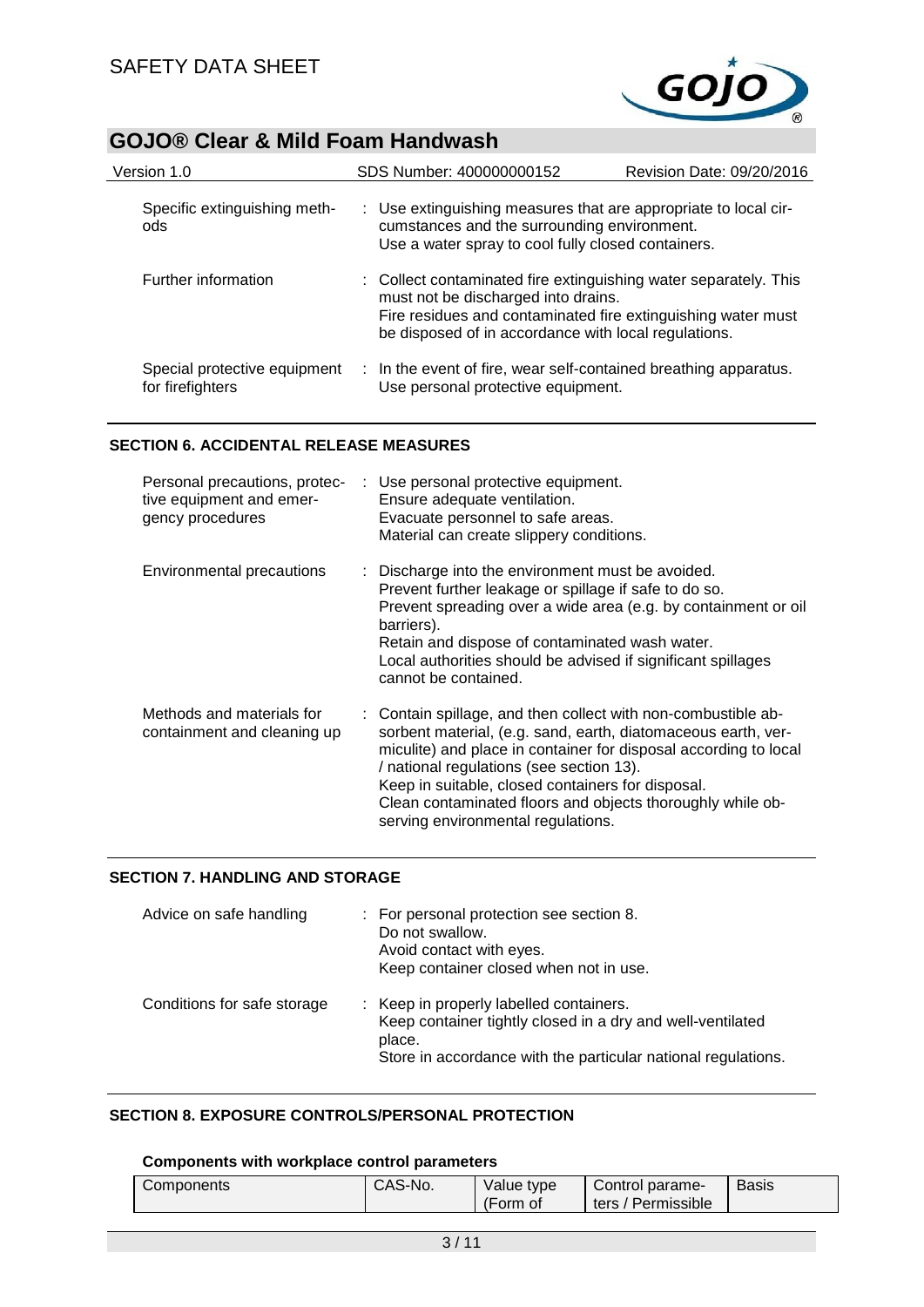| | |
|---|---|
| Specific extinguishing methods | : Use extinguishing measures that are appropriate to local circumstances and the surrounding environment.<br>Use a water spray to cool fully closed containers. |
| Further information | : Collect contaminated fire extinguishing water separately. This must not be discharged into drains.<br>Fire residues and contaminated fire extinguishing water must be disposed of in accordance with local regulations. |
| Special protective equipment for firefighters | : In the event of fire, wear self-contained breathing apparatus.<br>Use personal protective equipment. |

## SECTION 6. ACCIDENTAL RELEASE MEASURES

| | |
|---|---|
| Personal precautions, protective equipment and emergency procedures | : Use personal protective equipment.<br>Ensure adequate ventilation.<br>Evacuate personnel to safe areas.<br>Material can create slippery conditions. |
| Environmental precautions | : Discharge into the environment must be avoided.<br>Prevent further leakage or spillage if safe to do so.<br>Prevent spreading over a wide area (e.g. by containment or oil barriers).<br>Retain and dispose of contaminated wash water.<br>Local authorities should be advised if significant spillages cannot be contained. |
| Methods and materials for containment and cleaning up | : Contain spillage, and then collect with non-combustible absorbent material, (e.g. sand, earth, diatomaceous earth, vermiculite) and place in container for disposal according to local / national regulations (see section 13).<br>Keep in suitable, closed containers for disposal.<br>Clean contaminated floors and objects thoroughly while observing environmental regulations. |

## SECTION 7. HANDLING AND STORAGE

| | |
|---|---|
| Advice on safe handling | : For personal protection see section 8.<br>Do not swallow.<br>Avoid contact with eyes.<br>Keep container closed when not in use. |
| Conditions for safe storage | : Keep in properly labelled containers.<br>Keep container tightly closed in a dry and well-ventilated place.<br>Store in accordance with the particular national regulations. |

## SECTION 8. EXPOSURE CONTROLS/PERSONAL PROTECTION

### Components with workplace control parameters

| Components | CAS-No. | Value type (Form of | Control parameters / Permissible | Basis |
|---|---|---|---|---|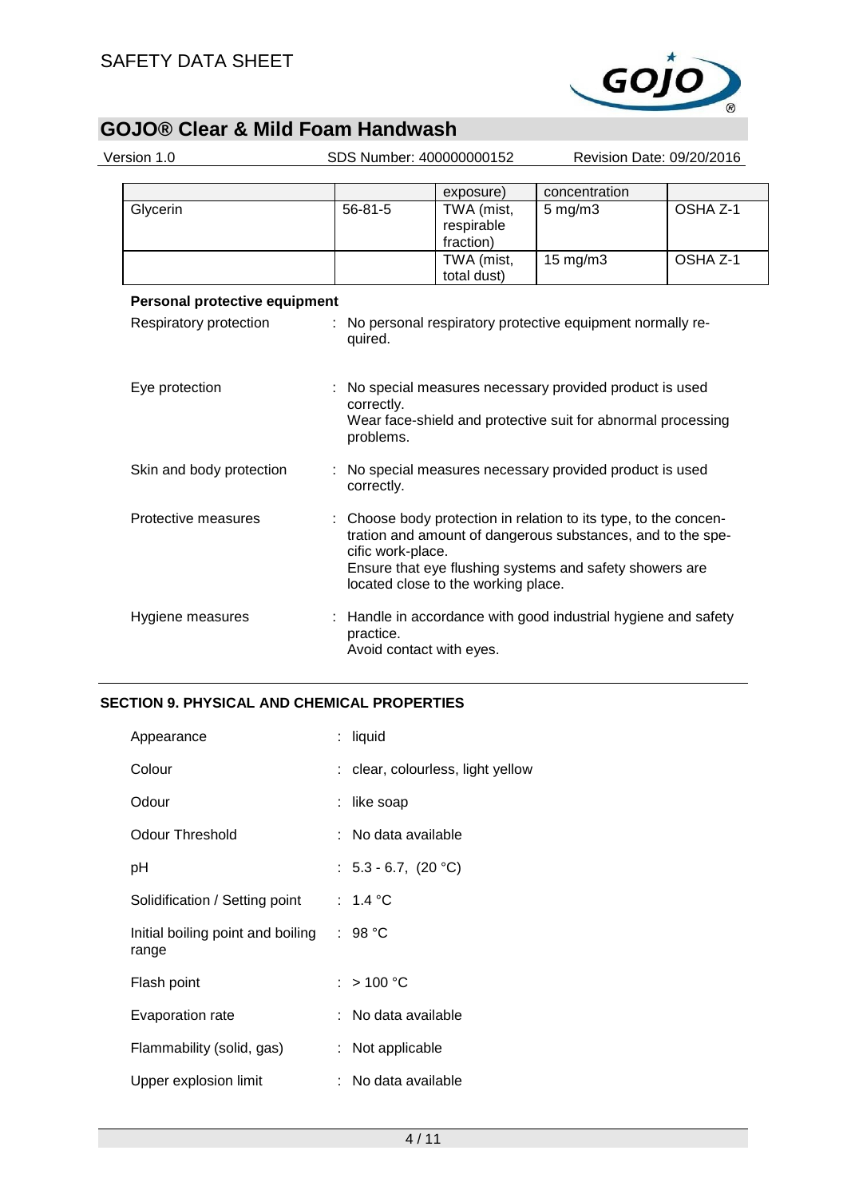| | | exposure) | concentration | |
|---|---|---|---|---|
| Glycerin | 56-81-5 | TWA (mist, respirable fraction) | 5 mg/m3 | OSHA Z-1 |
| | | TWA (mist, total dust) | 15 mg/m3 | OSHA Z-1 |

**Personal protective equipment**

Respiratory protection : No personal respiratory protective equipment normally required.

Eye protection : No special measures necessary provided product is used correctly.
Wear face-shield and protective suit for abnormal processing problems.

Skin and body protection : No special measures necessary provided product is used correctly.

Protective measures : Choose body protection in relation to its type, to the concentration and amount of dangerous substances, and to the specific work-place.
Ensure that eye flushing systems and safety showers are located close to the working place.

Hygiene measures : Handle in accordance with good industrial hygiene and safety practice.
Avoid contact with eyes.

## SECTION 9. PHYSICAL AND CHEMICAL PROPERTIES

Appearance : liquid

Colour : clear, colourless, light yellow

Odour : like soap

Odour Threshold : No data available

pH : 5.3 - 6.7, (20 °C)

Solidification / Setting point : 1.4 °C

Initial boiling point and boiling range : 98 °C

Flash point : > 100 °C

Evaporation rate : No data available

Flammability (solid, gas) : Not applicable

Upper explosion limit : No data available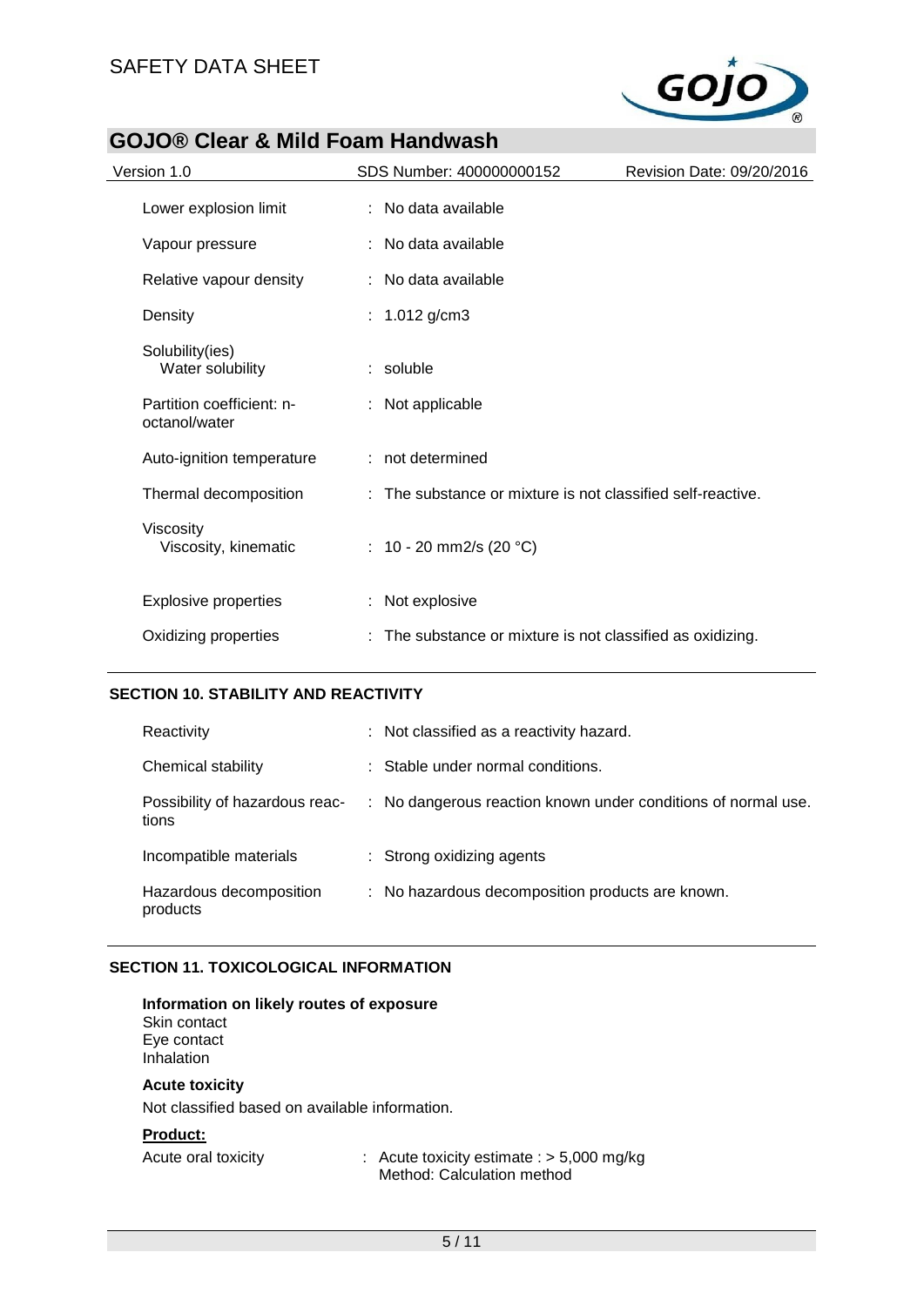| | |
|---|---|
| Lower explosion limit | : No data available |
| Vapour pressure | : No data available |
| Relative vapour density | : No data available |
| Density | : 1.012 g/cm3 |
| Solubility(ies)<br>Water solubility | : soluble |
| Partition coefficient: n-octanol/water | : Not applicable |
| Auto-ignition temperature | : not determined |
| Thermal decomposition | : The substance or mixture is not classified self-reactive. |
| Viscosity<br>Viscosity, kinematic | : 10 - 20 mm2/s (20 °C) |
| Explosive properties | : Not explosive |
| Oxidizing properties | : The substance or mixture is not classified as oxidizing. |

## SECTION 10. STABILITY AND REACTIVITY

| | |
|---|---|
| Reactivity | : Not classified as a reactivity hazard. |
| Chemical stability | : Stable under normal conditions. |
| Possibility of hazardous reactions | : No dangerous reaction known under conditions of normal use. |
| Incompatible materials | : Strong oxidizing agents |
| Hazardous decomposition products | : No hazardous decomposition products are known. |

## SECTION 11. TOXICOLOGICAL INFORMATION

**Information on likely routes of exposure**
Skin contact
Eye contact
Inhalation

**Acute toxicity**

Not classified based on available information.

**Product:**

| | |
|---|---|
| Acute oral toxicity | : Acute toxicity estimate : > 5,000 mg/kg<br>Method: Calculation method |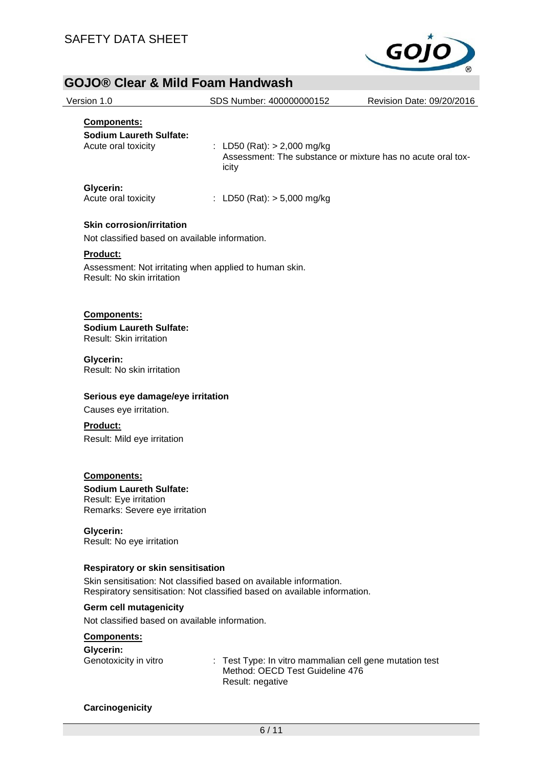**Components:**

**Sodium Laureth Sulfate:**

Acute oral toxicity : LD50 (Rat): > 2,000 mg/kg
Assessment: The substance or mixture has no acute oral toxicity

**Glycerin:**

Acute oral toxicity : LD50 (Rat): > 5,000 mg/kg

**Skin corrosion/irritation**

Not classified based on available information.

**Product:**

Assessment: Not irritating when applied to human skin.
Result: No skin irritation

**Components:**

**Sodium Laureth Sulfate:**
Result: Skin irritation

**Glycerin:**
Result: No skin irritation

**Serious eye damage/eye irritation**

Causes eye irritation.

**Product:**

Result: Mild eye irritation

**Components:**

**Sodium Laureth Sulfate:**
Result: Eye irritation
Remarks: Severe eye irritation

**Glycerin:**
Result: No eye irritation

**Respiratory or skin sensitisation**

Skin sensitisation: Not classified based on available information.
Respiratory sensitisation: Not classified based on available information.

**Germ cell mutagenicity**

Not classified based on available information.

**Components:**

**Glycerin:**

Genotoxicity in vitro : Test Type: In vitro mammalian cell gene mutation test
Method: OECD Test Guideline 476
Result: negative

**Carcinogenicity**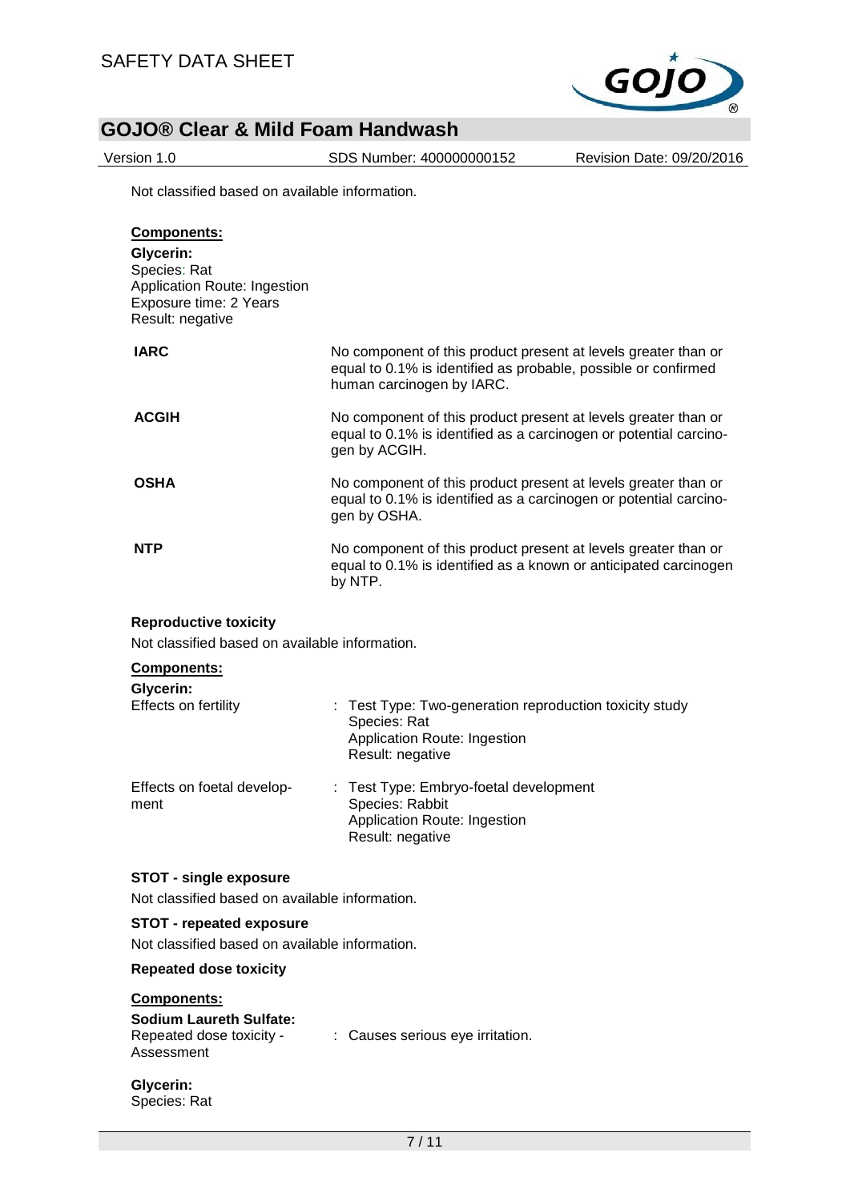Not classified based on available information.

**Components:**

**Glycerin:**
Species: Rat
Application Route: Ingestion
Exposure time: 2 Years
Result: negative

| | |
|---|---|
| **IARC** | No component of this product present at levels greater than or equal to 0.1% is identified as probable, possible or confirmed human carcinogen by IARC. |
| **ACGIH** | No component of this product present at levels greater than or equal to 0.1% is identified as a carcinogen or potential carcinogen by ACGIH. |
| **OSHA** | No component of this product present at levels greater than or equal to 0.1% is identified as a carcinogen or potential carcinogen by OSHA. |
| **NTP** | No component of this product present at levels greater than or equal to 0.1% is identified as a known or anticipated carcinogen by NTP. |

**Reproductive toxicity**

Not classified based on available information.

**Components:**

**Glycerin:**

| | |
|---|---|
| Effects on fertility | : Test Type: Two-generation reproduction toxicity study<br>Species: Rat<br>Application Route: Ingestion<br>Result: negative |
| Effects on foetal development | : Test Type: Embryo-foetal development<br>Species: Rabbit<br>Application Route: Ingestion<br>Result: negative |

**STOT - single exposure**

Not classified based on available information.

**STOT - repeated exposure**

Not classified based on available information.

**Repeated dose toxicity**

**Components:**

**Sodium Laureth Sulfate:**

| | |
|---|---|
| Repeated dose toxicity - Assessment | : Causes serious eye irritation. |

**Glycerin:**
Species: Rat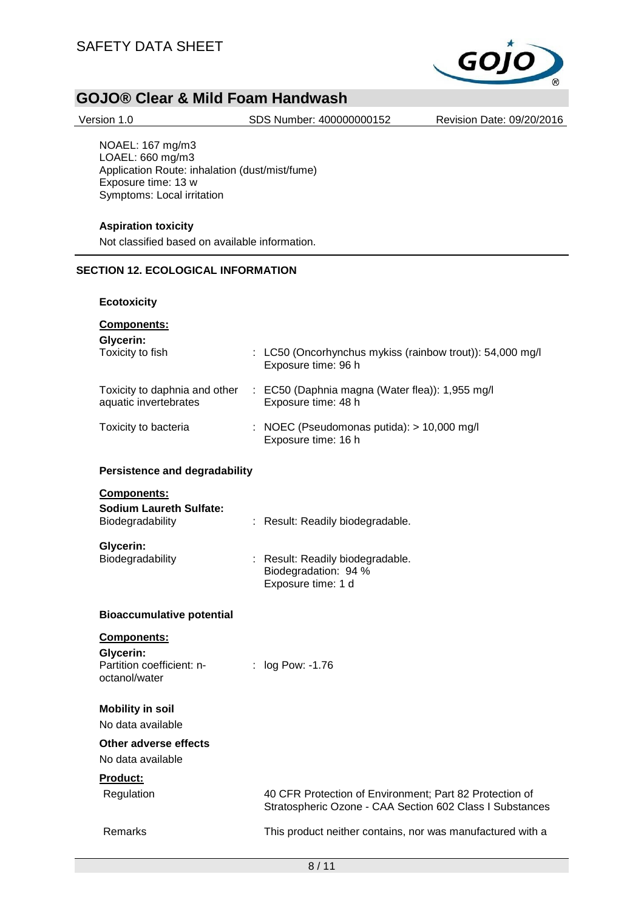NOAEL: 167 mg/m3
LOAEL: 660 mg/m3
Application Route: inhalation (dust/mist/fume)
Exposure time: 13 w
Symptoms: Local irritation

**Aspiration toxicity**

Not classified based on available information.

## SECTION 12. ECOLOGICAL INFORMATION

### Ecotoxicity

**Components:**

**Glycerin:**

| | |
|---|---|
| Toxicity to fish | : LC50 (Oncorhynchus mykiss (rainbow trout)): 54,000 mg/l<br>Exposure time: 96 h |
| Toxicity to daphnia and other aquatic invertebrates | : EC50 (Daphnia magna (Water flea)): 1,955 mg/l<br>Exposure time: 48 h |
| Toxicity to bacteria | : NOEC (Pseudomonas putida): > 10,000 mg/l<br>Exposure time: 16 h |

### Persistence and degradability

**Components:**

**Sodium Laureth Sulfate:**

| | |
|---|---|
| Biodegradability | : Result: Readily biodegradable. |

**Glycerin:**

| | |
|---|---|
| Biodegradability | : Result: Readily biodegradable.<br>Biodegradation: 94 %<br>Exposure time: 1 d |

### Bioaccumulative potential

**Components:**

**Glycerin:**

| | |
|---|---|
| Partition coefficient: n-octanol/water | : log Pow: -1.76 |

### Mobility in soil

No data available

### Other adverse effects

No data available

**Product:**

| | |
|---|---|
| Regulation | 40 CFR Protection of Environment; Part 82 Protection of Stratospheric Ozone - CAA Section 602 Class I Substances |
| Remarks | This product neither contains, nor was manufactured with a |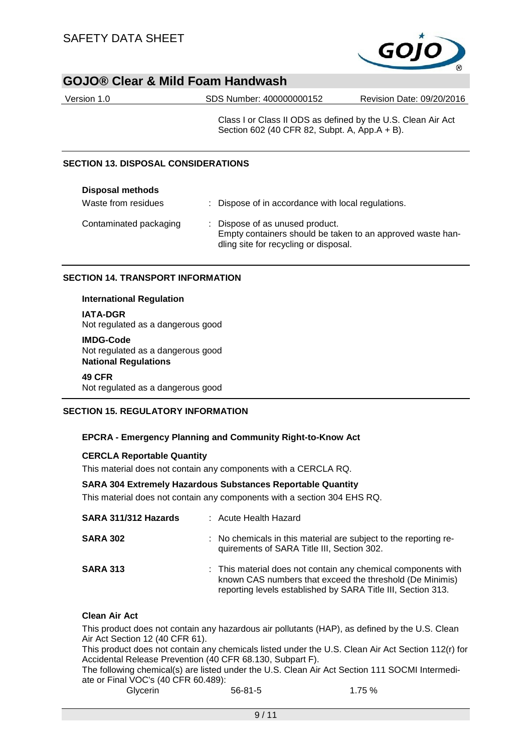Class I or Class II ODS as defined by the U.S. Clean Air Act Section 602 (40 CFR 82, Subpt. A, App.A + B).

## SECTION 13. DISPOSAL CONSIDERATIONS

**Disposal methods**

| | |
|---|---|
| Waste from residues | : Dispose of in accordance with local regulations. |
| Contaminated packaging | : Dispose of as unused product. Empty containers should be taken to an approved waste handling site for recycling or disposal. |

## SECTION 14. TRANSPORT INFORMATION

**International Regulation**

**IATA-DGR**
Not regulated as a dangerous good

**IMDG-Code**
Not regulated as a dangerous good

**National Regulations**

**49 CFR**
Not regulated as a dangerous good

## SECTION 15. REGULATORY INFORMATION

**EPCRA - Emergency Planning and Community Right-to-Know Act**

**CERCLA Reportable Quantity**

This material does not contain any components with a CERCLA RQ.

**SARA 304 Extremely Hazardous Substances Reportable Quantity**

This material does not contain any components with a section 304 EHS RQ.

| | |
|---|---|
| **SARA 311/312 Hazards** | : Acute Health Hazard |
| **SARA 302** | : No chemicals in this material are subject to the reporting requirements of SARA Title III, Section 302. |
| **SARA 313** | : This material does not contain any chemical components with known CAS numbers that exceed the threshold (De Minimis) reporting levels established by SARA Title III, Section 313. |

**Clean Air Act**

This product does not contain any hazardous air pollutants (HAP), as defined by the U.S. Clean Air Act Section 12 (40 CFR 61).
This product does not contain any chemicals listed under the U.S. Clean Air Act Section 112(r) for Accidental Release Prevention (40 CFR 68.130, Subpart F).
The following chemical(s) are listed under the U.S. Clean Air Act Section 111 SOCMI Intermediate or Final VOC's (40 CFR 60.489):

| | | |
|---|---|---|
| Glycerin | 56-81-5 | 1.75 % |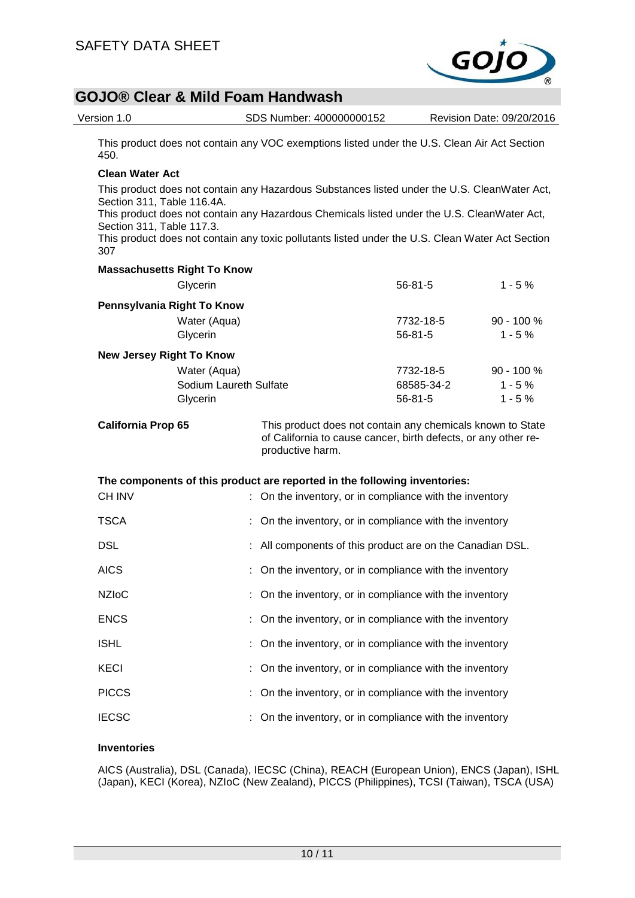This product does not contain any VOC exemptions listed under the U.S. Clean Air Act Section 450.

**Clean Water Act**

This product does not contain any Hazardous Substances listed under the U.S. CleanWater Act, Section 311, Table 116.4A.
This product does not contain any Hazardous Chemicals listed under the U.S. CleanWater Act, Section 311, Table 117.3.
This product does not contain any toxic pollutants listed under the U.S. Clean Water Act Section 307

**Massachusetts Right To Know**

| | | |
|---|---|---|
| Glycerin | 56-81-5 | 1 - 5 % |

**Pennsylvania Right To Know**

| | | |
|---|---|---|
| Water (Aqua) | 7732-18-5 | 90 - 100 % |
| Glycerin | 56-81-5 | 1 - 5 % |

**New Jersey Right To Know**

| | | |
|---|---|---|
| Water (Aqua) | 7732-18-5 | 90 - 100 % |
| Sodium Laureth Sulfate | 68585-34-2 | 1 - 5 % |
| Glycerin | 56-81-5 | 1 - 5 % |

**California Prop 65** This product does not contain any chemicals known to State of California to cause cancer, birth defects, or any other reproductive harm.

**The components of this product are reported in the following inventories:**

CH INV : On the inventory, or in compliance with the inventory

TSCA : On the inventory, or in compliance with the inventory

DSL : All components of this product are on the Canadian DSL.

AICS : On the inventory, or in compliance with the inventory

NZIoC : On the inventory, or in compliance with the inventory

ENCS : On the inventory, or in compliance with the inventory

ISHL : On the inventory, or in compliance with the inventory

KECI : On the inventory, or in compliance with the inventory

PICCS : On the inventory, or in compliance with the inventory

IECSC : On the inventory, or in compliance with the inventory

**Inventories**

AICS (Australia), DSL (Canada), IECSC (China), REACH (European Union), ENCS (Japan), ISHL (Japan), KECI (Korea), NZIoC (New Zealand), PICCS (Philippines), TCSI (Taiwan), TSCA (USA)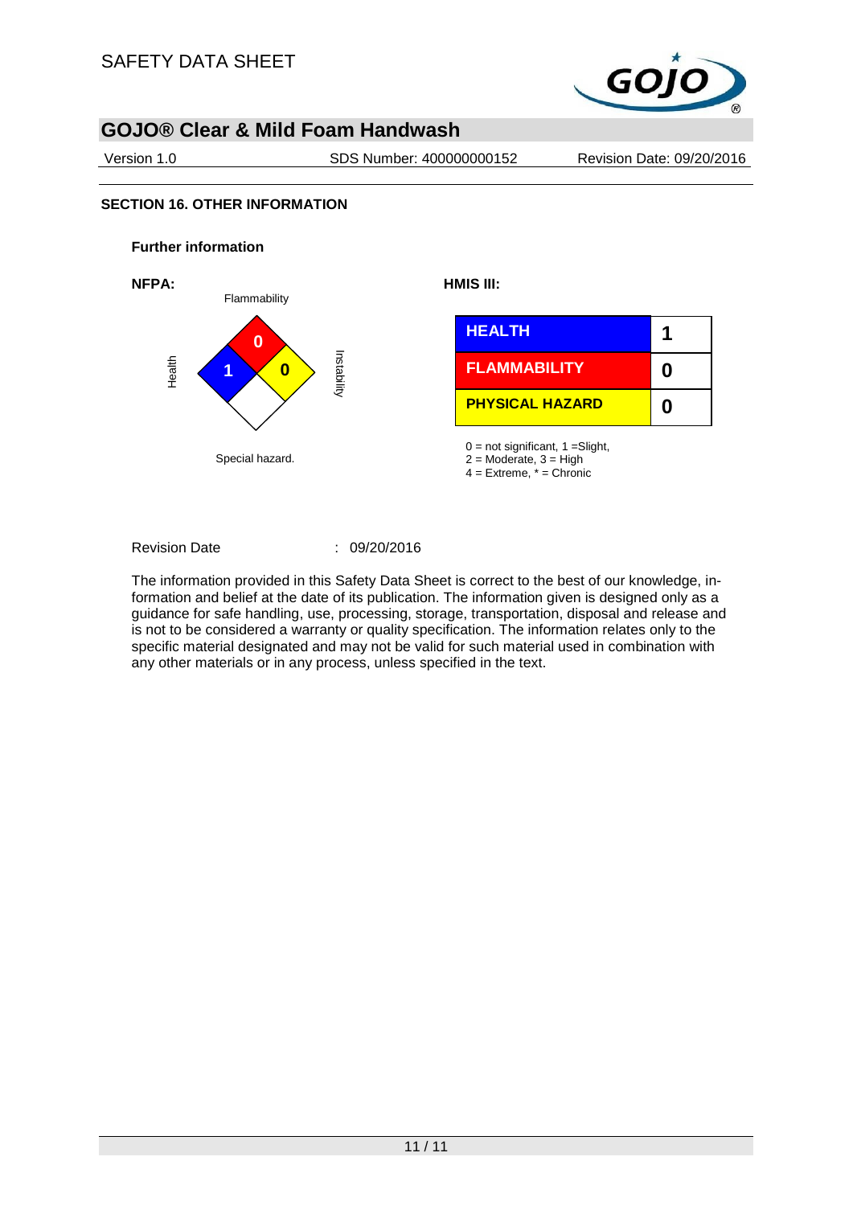## SECTION 16. OTHER INFORMATION

### Further information

**NFPA:**

Flammability

0

Health 1

0 Instability

Special hazard.

**HMIS III:**

| | |
|---|---|
| **HEALTH** | **1** |
| **FLAMMABILITY** | **0** |
| **PHYSICAL HAZARD** | **0** |

0 = not significant, 1 =Slight,
2 = Moderate, 3 = High
4 = Extreme, * = Chronic

Revision Date : 09/20/2016

The information provided in this Safety Data Sheet is correct to the best of our knowledge, information and belief at the date of its publication. The information given is designed only as a guidance for safe handling, use, processing, storage, transportation, disposal and release and is not to be considered a warranty or quality specification. The information relates only to the specific material designated and may not be valid for such material used in combination with any other materials or in any process, unless specified in the text.